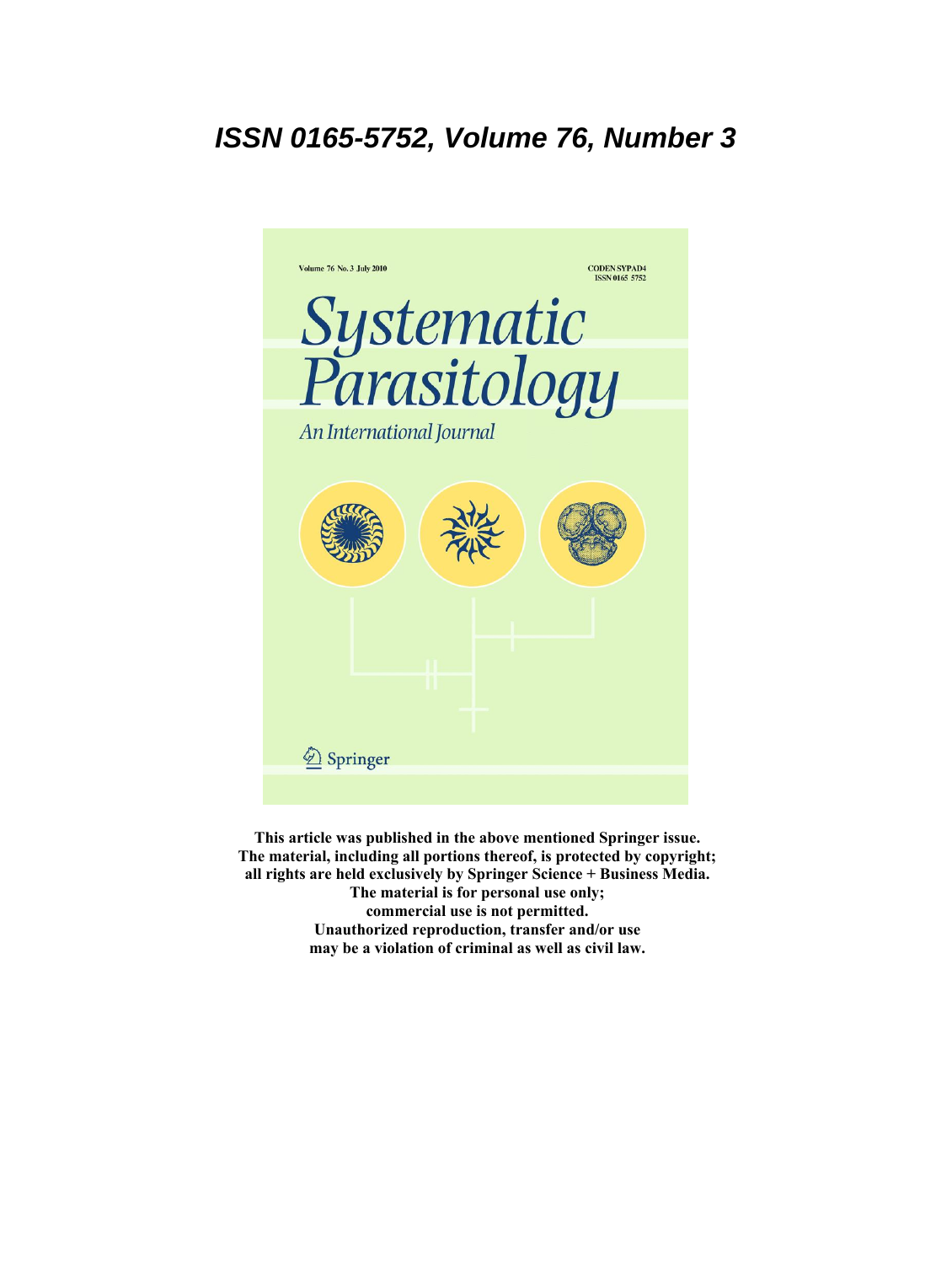# ISSN 0165-5752, Volume 76, Number 3

Volume 76 No. 3 July 2010

CODEN SYPAD4
ISSN 0165 5752

Systematic Parasitology

An International Journal

Springer

**This article was published in the above mentioned Springer issue. The material, including all portions thereof, is protected by copyright; all rights are held exclusively by Springer Science + Business Media. The material is for personal use only; commercial use is not permitted. Unauthorized reproduction, transfer and/or use may be a violation of criminal as well as civil law.**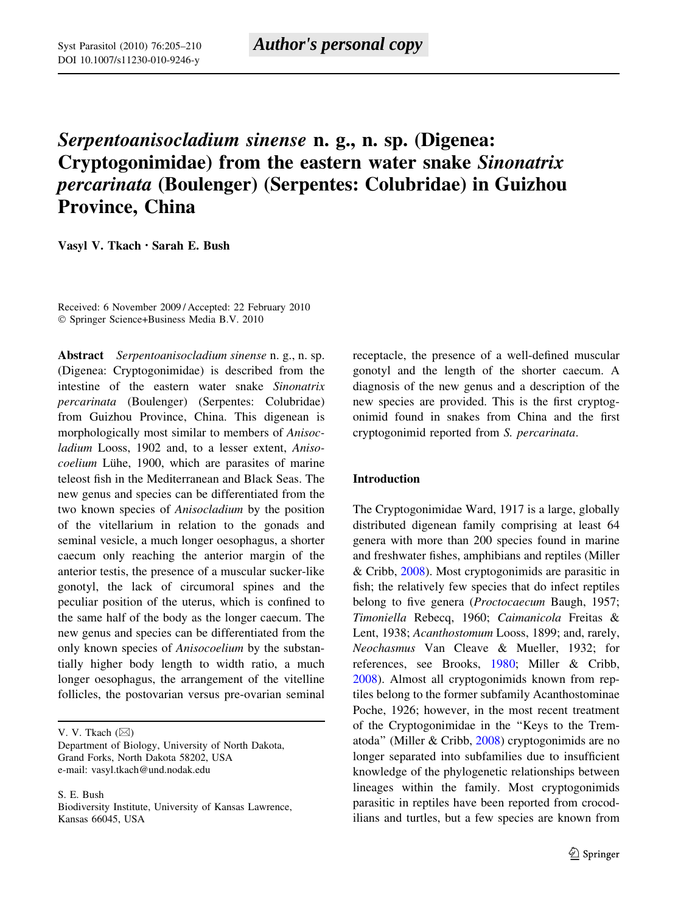# *Serpentoanisocladium sinense* n. g., n. sp. (Digenea: Cryptogonimidae) from the eastern water snake *Sinonatrix percarinata* (Boulenger) (Serpentes: Colubridae) in Guizhou Province, China

**Vasyl V. Tkach · Sarah E. Bush**

Received: 6 November 2009 / Accepted: 22 February 2010
© Springer Science+Business Media B.V. 2010

**Abstract** *Serpentoanisocladium sinense* n. g., n. sp. (Digenea: Cryptogonimidae) is described from the intestine of the eastern water snake *Sinonatrix percarinata* (Boulenger) (Serpentes: Colubridae) from Guizhou Province, China. This digenean is morphologically most similar to members of *Anisocladium* Looss, 1902 and, to a lesser extent, *Anisocoelium* Lühe, 1900, which are parasites of marine teleost fish in the Mediterranean and Black Seas. The new genus and species can be differentiated from the two known species of *Anisocladium* by the position of the vitellarium in relation to the gonads and seminal vesicle, a much longer oesophagus, a shorter caecum only reaching the anterior margin of the anterior testis, the presence of a muscular sucker-like gonotyl, the lack of circumoral spines and the peculiar position of the uterus, which is confined to the same half of the body as the longer caecum. The new genus and species can be differentiated from the only known species of *Anisocoelium* by the substantially higher body length to width ratio, a much longer oesophagus, the arrangement of the vitelline follicles, the postovarian versus pre-ovarian seminal receptacle, the presence of a well-defined muscular gonotyl and the length of the shorter caecum. A diagnosis of the new genus and a description of the new species are provided. This is the first cryptogonimid found in snakes from China and the first cryptogonimid reported from *S. percarinata*.

V. V. Tkach (✉)
Department of Biology, University of North Dakota, Grand Forks, North Dakota 58202, USA
e-mail: vasyl.tkach@und.nodak.edu

S. E. Bush
Biodiversity Institute, University of Kansas Lawrence, Kansas 66045, USA

## Introduction

The Cryptogonimidae Ward, 1917 is a large, globally distributed digenean family comprising at least 64 genera with more than 200 species found in marine and freshwater fishes, amphibians and reptiles (Miller & Cribb, 2008). Most cryptogonimids are parasitic in fish; the relatively few species that do infect reptiles belong to five genera (*Proctocaecum* Baugh, 1957; *Timoniella* Rebecq, 1960; *Caimanicola* Freitas & Lent, 1938; *Acanthostomum* Looss, 1899; and, rarely, *Neochasmus* Van Cleave & Mueller, 1932; for references, see Brooks, 1980; Miller & Cribb, 2008). Almost all cryptogonimids known from reptiles belong to the former subfamily Acanthostominae Poche, 1926; however, in the most recent treatment of the Cryptogonimidae in the "Keys to the Trematoda" (Miller & Cribb, 2008) cryptogonimids are no longer separated into subfamilies due to insufficient knowledge of the phylogenetic relationships between lineages within the family. Most cryptogonimids parasitic in reptiles have been reported from crocodilians and turtles, but a few species are known from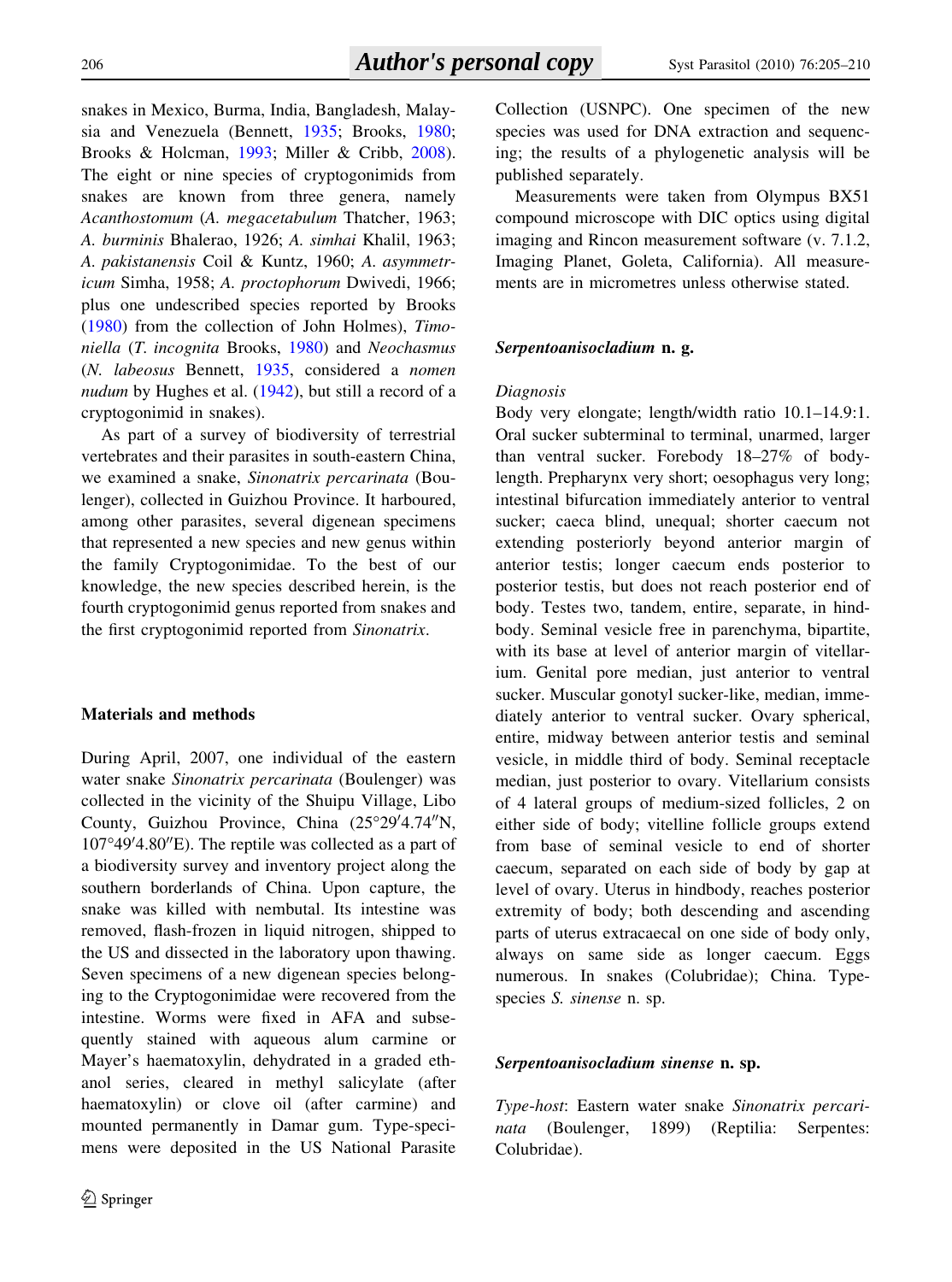snakes in Mexico, Burma, India, Bangladesh, Malaysia and Venezuela (Bennett, 1935; Brooks, 1980; Brooks & Holcman, 1993; Miller & Cribb, 2008). The eight or nine species of cryptogonimids from snakes are known from three genera, namely *Acanthostomum* (*A. megacetabulum* Thatcher, 1963; *A. burminis* Bhalerao, 1926; *A. simhai* Khalil, 1963; *A. pakistanensis* Coil & Kuntz, 1960; *A. asymmetricum* Simha, 1958; *A. proctophorum* Dwivedi, 1966; plus one undescribed species reported by Brooks (1980) from the collection of John Holmes), *Timoniella* (*T. incognita* Brooks, 1980) and *Neochasmus* (*N. labeosus* Bennett, 1935, considered a *nomen nudum* by Hughes et al. (1942), but still a record of a cryptogonimid in snakes).

As part of a survey of biodiversity of terrestrial vertebrates and their parasites in south-eastern China, we examined a snake, *Sinonatrix percarinata* (Boulenger), collected in Guizhou Province. It harboured, among other parasites, several digenean specimens that represented a new species and new genus within the family Cryptogonimidae. To the best of our knowledge, the new species described herein, is the fourth cryptogonimid genus reported from snakes and the first cryptogonimid reported from *Sinonatrix*.

## Materials and methods

During April, 2007, one individual of the eastern water snake *Sinonatrix percarinata* (Boulenger) was collected in the vicinity of the Shuipu Village, Libo County, Guizhou Province, China (25°29′4.74″N, 107°49′4.80″E). The reptile was collected as a part of a biodiversity survey and inventory project along the southern borderlands of China. Upon capture, the snake was killed with nembutal. Its intestine was removed, flash-frozen in liquid nitrogen, shipped to the US and dissected in the laboratory upon thawing. Seven specimens of a new digenean species belonging to the Cryptogonimidae were recovered from the intestine. Worms were fixed in AFA and subsequently stained with aqueous alum carmine or Mayer's haematoxylin, dehydrated in a graded ethanol series, cleared in methyl salicylate (after haematoxylin) or clove oil (after carmine) and mounted permanently in Damar gum. Type-specimens were deposited in the US National Parasite Collection (USNPC). One specimen of the new species was used for DNA extraction and sequencing; the results of a phylogenetic analysis will be published separately.

Measurements were taken from Olympus BX51 compound microscope with DIC optics using digital imaging and Rincon measurement software (v. 7.1.2, Imaging Planet, Goleta, California). All measurements are in micrometres unless otherwise stated.

### *Serpentoanisocladium* n. g.

*Diagnosis*

Body very elongate; length/width ratio 10.1–14.9:1. Oral sucker subterminal to terminal, unarmed, larger than ventral sucker. Forebody 18–27% of body-length. Prepharynx very short; oesophagus very long; intestinal bifurcation immediately anterior to ventral sucker; caeca blind, unequal; shorter caecum not extending posteriorly beyond anterior margin of anterior testis; longer caecum ends posterior to posterior testis, but does not reach posterior end of body. Testes two, tandem, entire, separate, in hindbody. Seminal vesicle free in parenchyma, bipartite, with its base at level of anterior margin of vitellarium. Genital pore median, just anterior to ventral sucker. Muscular gonotyl sucker-like, median, immediately anterior to ventral sucker. Ovary spherical, entire, midway between anterior testis and seminal vesicle, in middle third of body. Seminal receptacle median, just posterior to ovary. Vitellarium consists of 4 lateral groups of medium-sized follicles, 2 on either side of body; vitelline follicle groups extend from base of seminal vesicle to end of shorter caecum, separated on each side of body by gap at level of ovary. Uterus in hindbody, reaches posterior extremity of body; both descending and ascending parts of uterus extracaecal on one side of body only, always on same side as longer caecum. Eggs numerous. In snakes (Colubridae); China. Type-species *S. sinense* n. sp.

### *Serpentoanisocladium sinense* n. sp.

*Type-host*: Eastern water snake *Sinonatrix percarinata* (Boulenger, 1899) (Reptilia: Serpentes: Colubridae).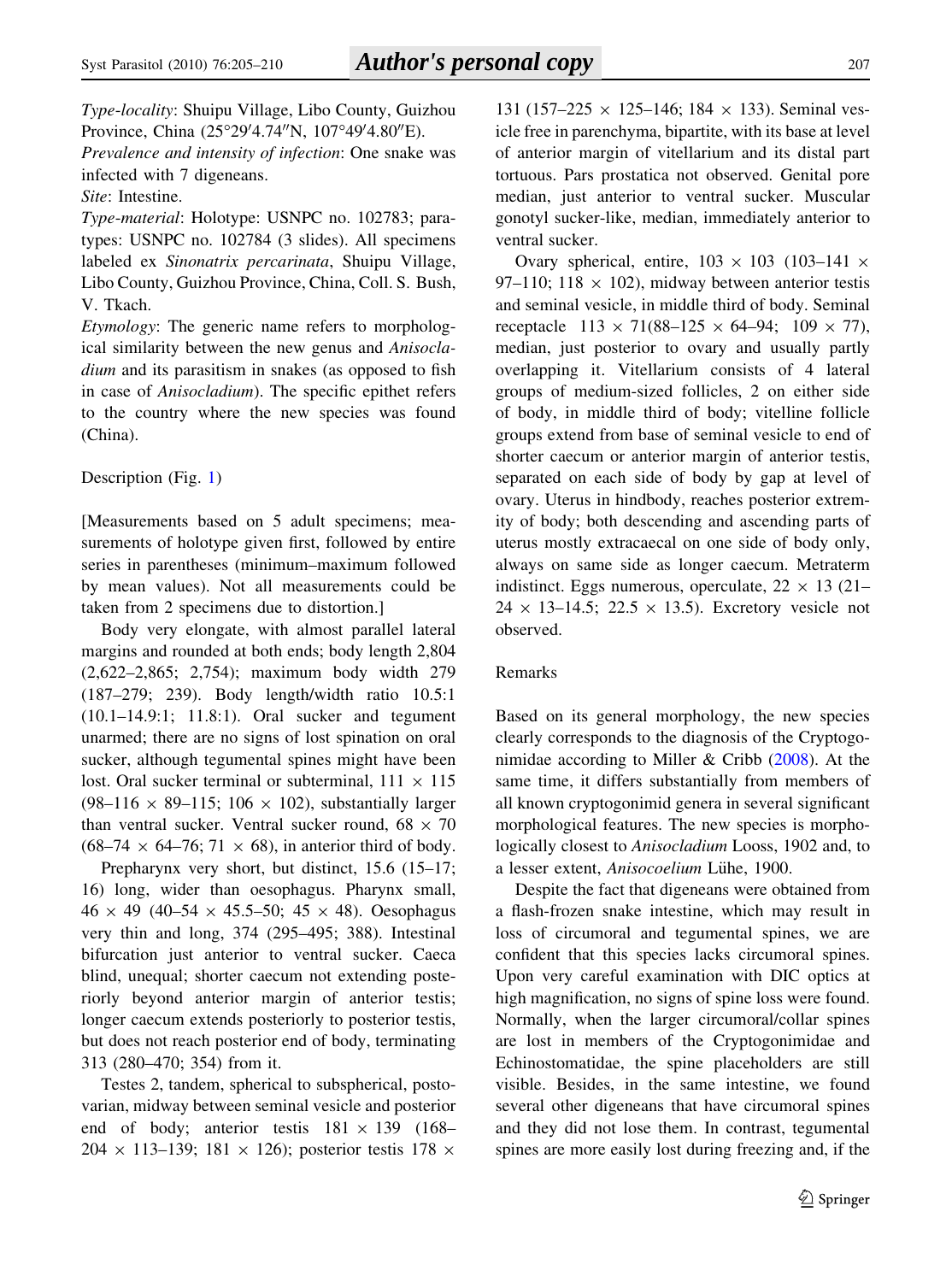*Type-locality*: Shuipu Village, Libo County, Guizhou Province, China (25°29′4.74″N, 107°49′4.80″E).

*Prevalence and intensity of infection*: One snake was infected with 7 digeneans.

*Site*: Intestine.

*Type-material*: Holotype: USNPC no. 102783; paratypes: USNPC no. 102784 (3 slides). All specimens labeled ex *Sinonatrix percarinata*, Shuipu Village, Libo County, Guizhou Province, China, Coll. S. Bush, V. Tkach.

*Etymology*: The generic name refers to morphological similarity between the new genus and *Anisocladium* and its parasitism in snakes (as opposed to fish in case of *Anisocladium*). The specific epithet refers to the country where the new species was found (China).

Description (Fig. 1)

[Measurements based on 5 adult specimens; measurements of holotype given first, followed by entire series in parentheses (minimum–maximum followed by mean values). Not all measurements could be taken from 2 specimens due to distortion.]

Body very elongate, with almost parallel lateral margins and rounded at both ends; body length 2,804 (2,622–2,865; 2,754); maximum body width 279 (187–279; 239). Body length/width ratio 10.5:1 (10.1–14.9:1; 11.8:1). Oral sucker and tegument unarmed; there are no signs of lost spination on oral sucker, although tegumental spines might have been lost. Oral sucker terminal or subterminal, 111 × 115 (98–116 × 89–115; 106 × 102), substantially larger than ventral sucker. Ventral sucker round, 68 × 70 (68–74 × 64–76; 71 × 68), in anterior third of body.

Prepharynx very short, but distinct, 15.6 (15–17; 16) long, wider than oesophagus. Pharynx small, 46 × 49 (40–54 × 45.5–50; 45 × 48). Oesophagus very thin and long, 374 (295–495; 388). Intestinal bifurcation just anterior to ventral sucker. Caeca blind, unequal; shorter caecum not extending posteriorly beyond anterior margin of anterior testis; longer caecum extends posteriorly to posterior testis, but does not reach posterior end of body, terminating 313 (280–470; 354) from it.

Testes 2, tandem, spherical to subspherical, postovarian, midway between seminal vesicle and posterior end of body; anterior testis 181 × 139 (168–204 × 113–139; 181 × 126); posterior testis 178 × 131 (157–225 × 125–146; 184 × 133). Seminal vesicle free in parenchyma, bipartite, with its base at level of anterior margin of vitellarium and its distal part tortuous. Pars prostatica not observed. Genital pore median, just anterior to ventral sucker. Muscular gonotyl sucker-like, median, immediately anterior to ventral sucker.

Ovary spherical, entire, 103 × 103 (103–141 × 97–110; 118 × 102), midway between anterior testis and seminal vesicle, in middle third of body. Seminal receptacle 113 × 71(88–125 × 64–94; 109 × 77), median, just posterior to ovary and usually partly overlapping it. Vitellarium consists of 4 lateral groups of medium-sized follicles, 2 on either side of body, in middle third of body; vitelline follicle groups extend from base of seminal vesicle to end of shorter caecum or anterior margin of anterior testis, separated on each side of body by gap at level of ovary. Uterus in hindbody, reaches posterior extremity of body; both descending and ascending parts of uterus mostly extracaecal on one side of body only, always on same side as longer caecum. Metraterm indistinct. Eggs numerous, operculate, 22 × 13 (21–24 × 13–14.5; 22.5 × 13.5). Excretory vesicle not observed.

## Remarks

Based on its general morphology, the new species clearly corresponds to the diagnosis of the Cryptogonimidae according to Miller & Cribb (2008). At the same time, it differs substantially from members of all known cryptogonimid genera in several significant morphological features. The new species is morphologically closest to *Anisocladium* Looss, 1902 and, to a lesser extent, *Anisocoelium* Lühe, 1900.

Despite the fact that digeneans were obtained from a flash-frozen snake intestine, which may result in loss of circumoral and tegumental spines, we are confident that this species lacks circumoral spines. Upon very careful examination with DIC optics at high magnification, no signs of spine loss were found. Normally, when the larger circumoral/collar spines are lost in members of the Cryptogonimidae and Echinostomatidae, the spine placeholders are still visible. Besides, in the same intestine, we found several other digeneans that have circumoral spines and they did not lose them. In contrast, tegumental spines are more easily lost during freezing and, if the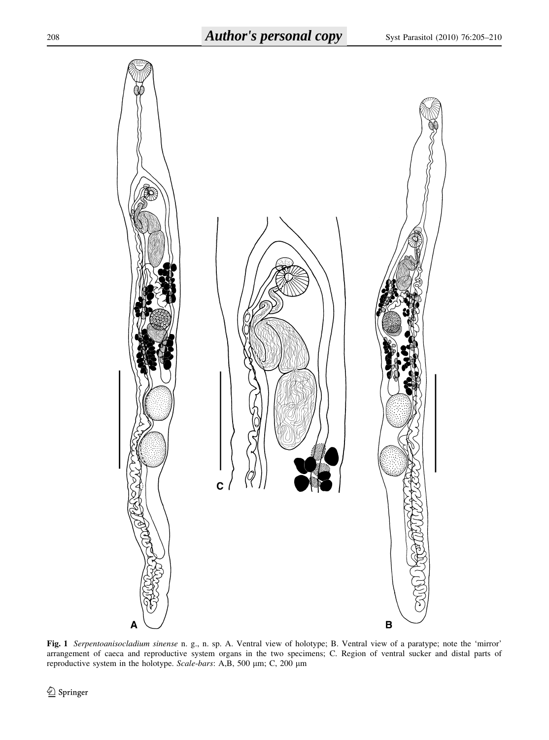A

C

B

Fig. 1 *Serpentoanisocladium sinense* n. g., n. sp. A. Ventral view of holotype; B. Ventral view of a paratype; note the 'mirror' arrangement of caeca and reproductive system organs in the two specimens; C. Region of ventral sucker and distal parts of reproductive system in the holotype. *Scale-bars*: A,B, 500 μm; C, 200 μm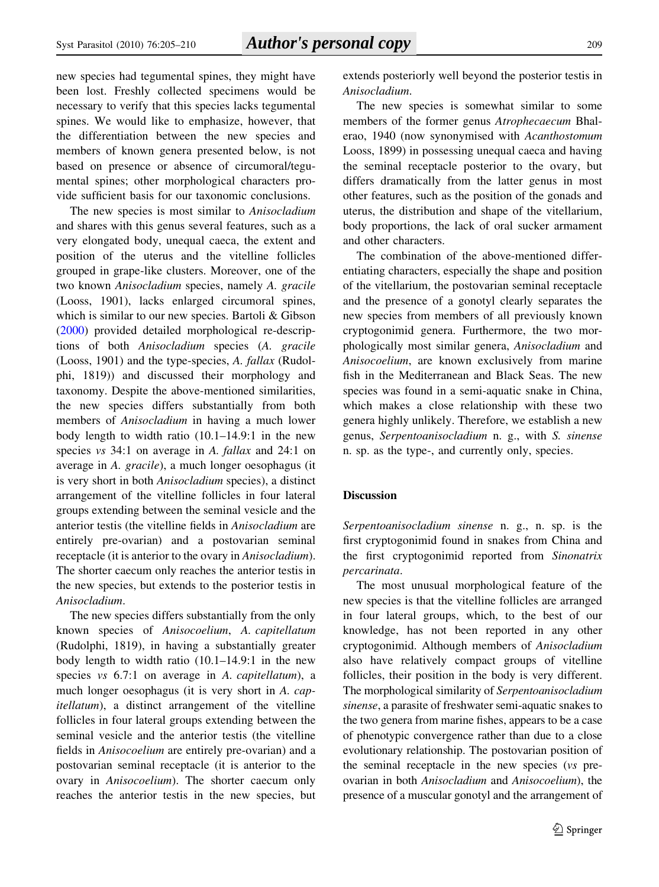new species had tegumental spines, they might have been lost. Freshly collected specimens would be necessary to verify that this species lacks tegumental spines. We would like to emphasize, however, that the differentiation between the new species and members of known genera presented below, is not based on presence or absence of circumoral/tegumental spines; other morphological characters provide sufficient basis for our taxonomic conclusions.

The new species is most similar to *Anisocladium* and shares with this genus several features, such as a very elongated body, unequal caeca, the extent and position of the uterus and the vitelline follicles grouped in grape-like clusters. Moreover, one of the two known *Anisocladium* species, namely *A. gracile* (Looss, 1901), lacks enlarged circumoral spines, which is similar to our new species. Bartoli & Gibson (2000) provided detailed morphological re-descriptions of both *Anisocladium* species (*A. gracile* (Looss, 1901) and the type-species, *A. fallax* (Rudolphi, 1819)) and discussed their morphology and taxonomy. Despite the above-mentioned similarities, the new species differs substantially from both members of *Anisocladium* in having a much lower body length to width ratio (10.1–14.9:1 in the new species *vs* 34:1 on average in *A. fallax* and 24:1 on average in *A. gracile*), a much longer oesophagus (it is very short in both *Anisocladium* species), a distinct arrangement of the vitelline follicles in four lateral groups extending between the seminal vesicle and the anterior testis (the vitelline fields in *Anisocladium* are entirely pre-ovarian) and a postovarian seminal receptacle (it is anterior to the ovary in *Anisocladium*). The shorter caecum only reaches the anterior testis in the new species, but extends to the posterior testis in *Anisocladium*.

The new species differs substantially from the only known species of *Anisocoelium*, *A. capitellatum* (Rudolphi, 1819), in having a substantially greater body length to width ratio (10.1–14.9:1 in the new species *vs* 6.7:1 on average in *A. capitellatum*), a much longer oesophagus (it is very short in *A. capitellatum*), a distinct arrangement of the vitelline follicles in four lateral groups extending between the seminal vesicle and the anterior testis (the vitelline fields in *Anisocoelium* are entirely pre-ovarian) and a postovarian seminal receptacle (it is anterior to the ovary in *Anisocoelium*). The shorter caecum only reaches the anterior testis in the new species, but extends posteriorly well beyond the posterior testis in *Anisocladium*.

The new species is somewhat similar to some members of the former genus *Atrophecaecum* Bhalerao, 1940 (now synonymised with *Acanthostomum* Looss, 1899) in possessing unequal caeca and having the seminal receptacle posterior to the ovary, but differs dramatically from the latter genus in most other features, such as the position of the gonads and uterus, the distribution and shape of the vitellarium, body proportions, the lack of oral sucker armament and other characters.

The combination of the above-mentioned differentiating characters, especially the shape and position of the vitellarium, the postovarian seminal receptacle and the presence of a gonotyl clearly separates the new species from members of all previously known cryptogonimid genera. Furthermore, the two morphologically most similar genera, *Anisocladium* and *Anisocoelium*, are known exclusively from marine fish in the Mediterranean and Black Seas. The new species was found in a semi-aquatic snake in China, which makes a close relationship with these two genera highly unlikely. Therefore, we establish a new genus, *Serpentoanisocladium* n. g., with *S. sinense* n. sp. as the type-, and currently only, species.

## Discussion

*Serpentoanisocladium sinense* n. g., n. sp. is the first cryptogonimid found in snakes from China and the first cryptogonimid reported from *Sinonatrix percarinata*.

The most unusual morphological feature of the new species is that the vitelline follicles are arranged in four lateral groups, which, to the best of our knowledge, has not been reported in any other cryptogonimid. Although members of *Anisocladium* also have relatively compact groups of vitelline follicles, their position in the body is very different. The morphological similarity of *Serpentoanisocladium sinense*, a parasite of freshwater semi-aquatic snakes to the two genera from marine fishes, appears to be a case of phenotypic convergence rather than due to a close evolutionary relationship. The postovarian position of the seminal receptacle in the new species (*vs* preovarian in both *Anisocladium* and *Anisocoelium*), the presence of a muscular gonotyl and the arrangement of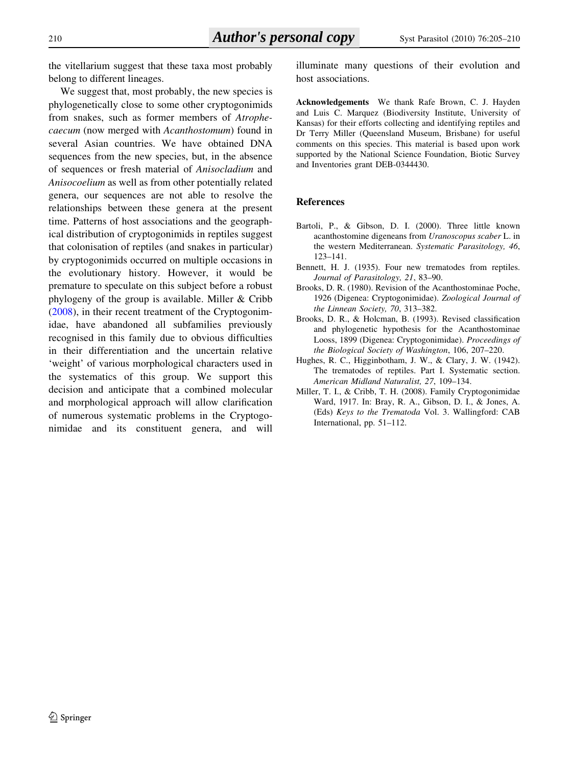the vitellarium suggest that these taxa most probably belong to different lineages.

We suggest that, most probably, the new species is phylogenetically close to some other cryptogonimids from snakes, such as former members of *Atrophecaecum* (now merged with *Acanthostomum*) found in several Asian countries. We have obtained DNA sequences from the new species, but, in the absence of sequences or fresh material of *Anisocladium* and *Anisocoelium* as well as from other potentially related genera, our sequences are not able to resolve the relationships between these genera at the present time. Patterns of host associations and the geographical distribution of cryptogonimids in reptiles suggest that colonisation of reptiles (and snakes in particular) by cryptogonimids occurred on multiple occasions in the evolutionary history. However, it would be premature to speculate on this subject before a robust phylogeny of the group is available. Miller & Cribb (2008), in their recent treatment of the Cryptogonimidae, have abandoned all subfamilies previously recognised in this family due to obvious difficulties in their differentiation and the uncertain relative 'weight' of various morphological characters used in the systematics of this group. We support this decision and anticipate that a combined molecular and morphological approach will allow clarification of numerous systematic problems in the Cryptogonimidae and its constituent genera, and will illuminate many questions of their evolution and host associations.

**Acknowledgements** We thank Rafe Brown, C. J. Hayden and Luis C. Marquez (Biodiversity Institute, University of Kansas) for their efforts collecting and identifying reptiles and Dr Terry Miller (Queensland Museum, Brisbane) for useful comments on this species. This material is based upon work supported by the National Science Foundation, Biotic Survey and Inventories grant DEB-0344430.

## References

Bartoli, P., & Gibson, D. I. (2000). Three little known acanthostomine digeneans from *Uranoscopus scaber* L. in the western Mediterranean. *Systematic Parasitology, 46*, 123–141.

Bennett, H. J. (1935). Four new trematodes from reptiles. *Journal of Parasitology, 21*, 83–90.

Brooks, D. R. (1980). Revision of the Acanthostominae Poche, 1926 (Digenea: Cryptogonimidae). *Zoological Journal of the Linnean Society, 70*, 313–382.

Brooks, D. R., & Holcman, B. (1993). Revised classification and phylogenetic hypothesis for the Acanthostominae Looss, 1899 (Digenea: Cryptogonimidae). *Proceedings of the Biological Society of Washington*, 106, 207–220.

Hughes, R. C., Higginbotham, J. W., & Clary, J. W. (1942). The trematodes of reptiles. Part I. Systematic section. *American Midland Naturalist, 27*, 109–134.

Miller, T. I., & Cribb, T. H. (2008). Family Cryptogonimidae Ward, 1917. In: Bray, R. A., Gibson, D. I., & Jones, A. (Eds) *Keys to the Trematoda* Vol. 3. Wallingford: CAB International, pp. 51–112.